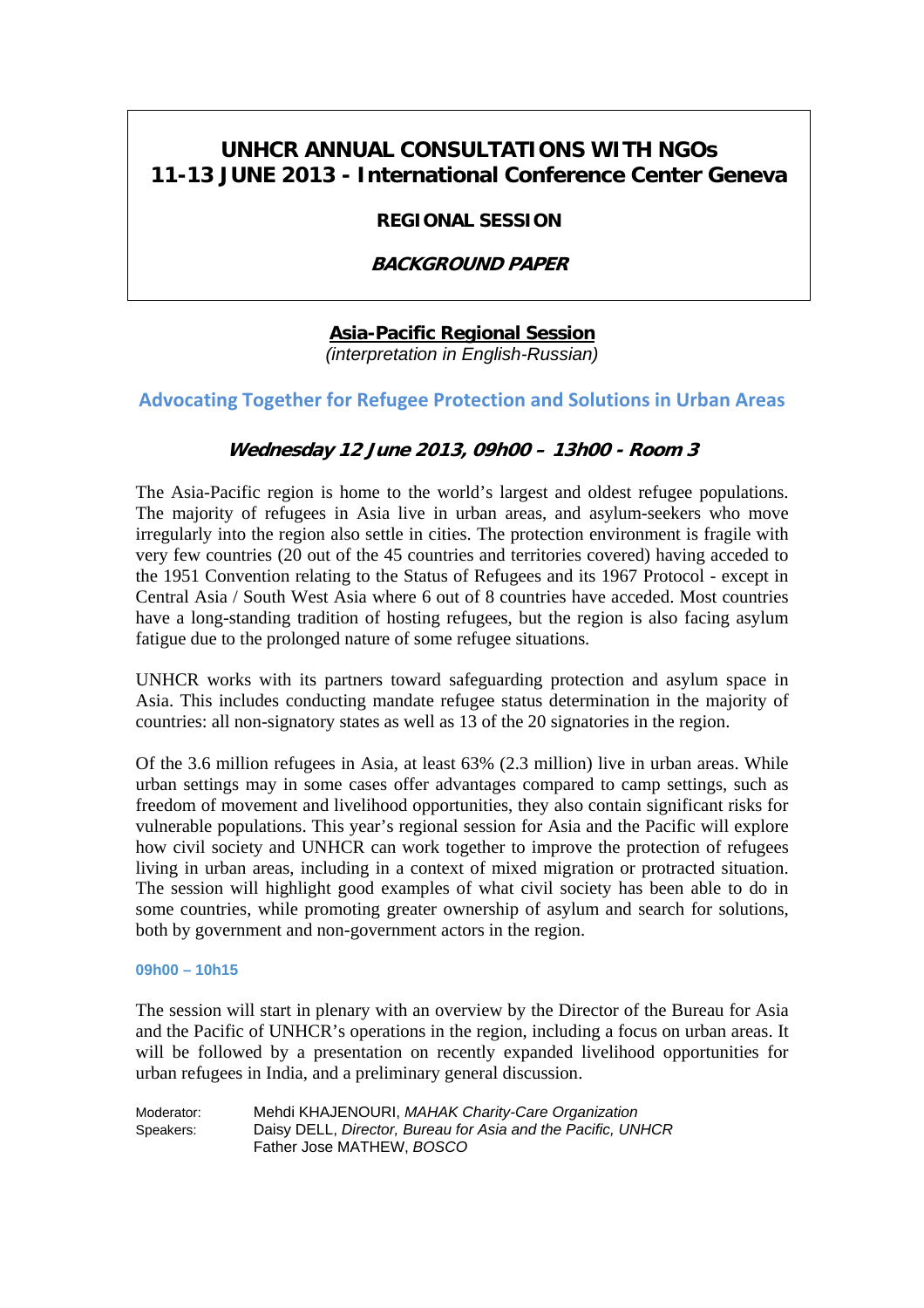# UNHCR ANNUAL CONSULTATIONS WITH NGOs
# 11-13 JUNE 2013 - International Conference Center Geneva

**REGIONAL SESSION**

***BACKGROUND PAPER***

## Asia-Pacific Regional Session

*(interpretation in English-Russian)*

## Advocating Together for Refugee Protection and Solutions in Urban Areas

### *Wednesday 12 June 2013, 09h00 – 13h00 - Room 3*

The Asia-Pacific region is home to the world's largest and oldest refugee populations. The majority of refugees in Asia live in urban areas, and asylum-seekers who move irregularly into the region also settle in cities. The protection environment is fragile with very few countries (20 out of the 45 countries and territories covered) having acceded to the 1951 Convention relating to the Status of Refugees and its 1967 Protocol - except in Central Asia / South West Asia where 6 out of 8 countries have acceded. Most countries have a long-standing tradition of hosting refugees, but the region is also facing asylum fatigue due to the prolonged nature of some refugee situations.

UNHCR works with its partners toward safeguarding protection and asylum space in Asia. This includes conducting mandate refugee status determination in the majority of countries: all non-signatory states as well as 13 of the 20 signatories in the region.

Of the 3.6 million refugees in Asia, at least 63% (2.3 million) live in urban areas. While urban settings may in some cases offer advantages compared to camp settings, such as freedom of movement and livelihood opportunities, they also contain significant risks for vulnerable populations. This year's regional session for Asia and the Pacific will explore how civil society and UNHCR can work together to improve the protection of refugees living in urban areas, including in a context of mixed migration or protracted situation. The session will highlight good examples of what civil society has been able to do in some countries, while promoting greater ownership of asylum and search for solutions, both by government and non-government actors in the region.

#### 09h00 – 10h15

The session will start in plenary with an overview by the Director of the Bureau for Asia and the Pacific of UNHCR's operations in the region, including a focus on urban areas. It will be followed by a presentation on recently expanded livelihood opportunities for urban refugees in India, and a preliminary general discussion.

Moderator: Mehdi KHAJENOURI, *MAHAK Charity-Care Organization*
Speakers: Daisy DELL, *Director, Bureau for Asia and the Pacific, UNHCR*
Father Jose MATHEW, *BOSCO*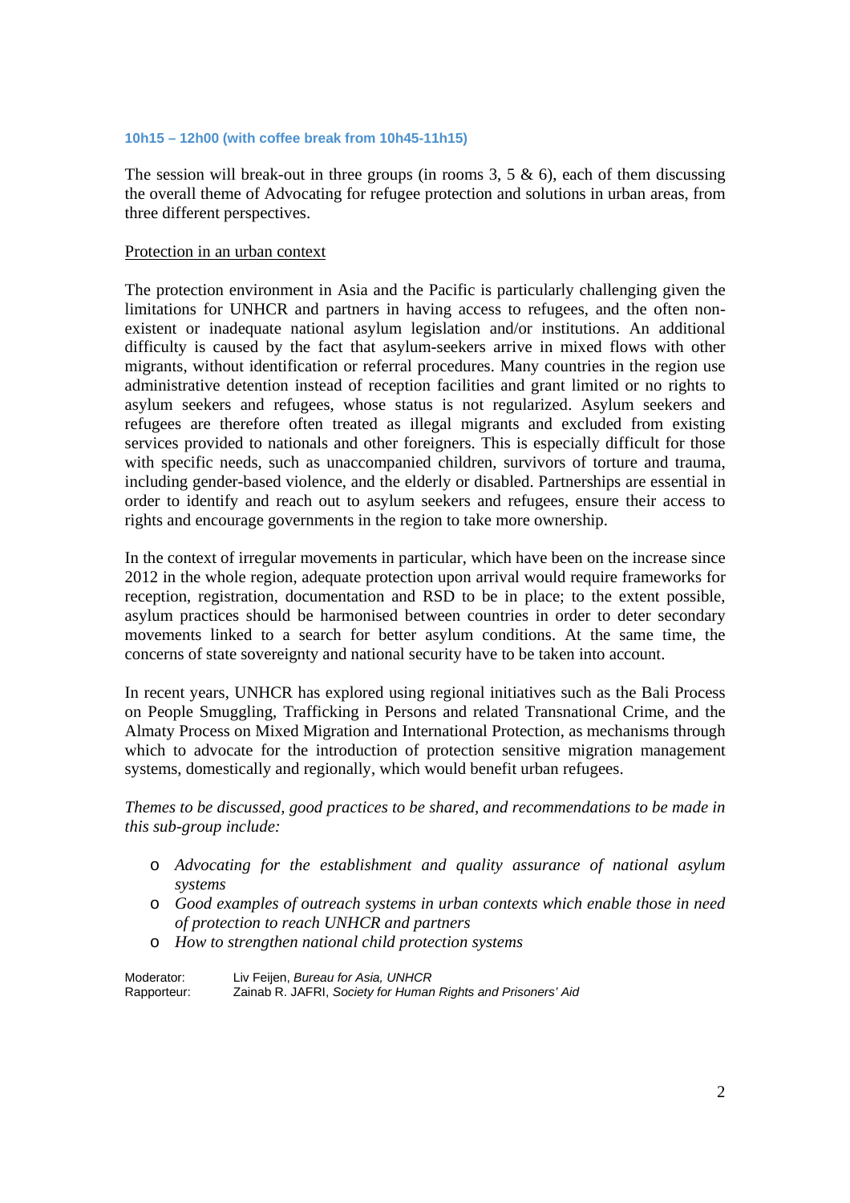**10h15 – 12h00 (with coffee break from 10h45-11h15)**

The session will break-out in three groups (in rooms 3, 5 & 6), each of them discussing the overall theme of Advocating for refugee protection and solutions in urban areas, from three different perspectives.

Protection in an urban context

The protection environment in Asia and the Pacific is particularly challenging given the limitations for UNHCR and partners in having access to refugees, and the often non-existent or inadequate national asylum legislation and/or institutions. An additional difficulty is caused by the fact that asylum-seekers arrive in mixed flows with other migrants, without identification or referral procedures. Many countries in the region use administrative detention instead of reception facilities and grant limited or no rights to asylum seekers and refugees, whose status is not regularized. Asylum seekers and refugees are therefore often treated as illegal migrants and excluded from existing services provided to nationals and other foreigners. This is especially difficult for those with specific needs, such as unaccompanied children, survivors of torture and trauma, including gender-based violence, and the elderly or disabled. Partnerships are essential in order to identify and reach out to asylum seekers and refugees, ensure their access to rights and encourage governments in the region to take more ownership.

In the context of irregular movements in particular, which have been on the increase since 2012 in the whole region, adequate protection upon arrival would require frameworks for reception, registration, documentation and RSD to be in place; to the extent possible, asylum practices should be harmonised between countries in order to deter secondary movements linked to a search for better asylum conditions. At the same time, the concerns of state sovereignty and national security have to be taken into account.

In recent years, UNHCR has explored using regional initiatives such as the Bali Process on People Smuggling, Trafficking in Persons and related Transnational Crime, and the Almaty Process on Mixed Migration and International Protection, as mechanisms through which to advocate for the introduction of protection sensitive migration management systems, domestically and regionally, which would benefit urban refugees.

*Themes to be discussed, good practices to be shared, and recommendations to be made in this sub-group include:*

- *Advocating for the establishment and quality assurance of national asylum systems*
- *Good examples of outreach systems in urban contexts which enable those in need of protection to reach UNHCR and partners*
- *How to strengthen national child protection systems*

Moderator: Liv Feijen, *Bureau for Asia, UNHCR*
Rapporteur: Zainab R. JAFRI, *Society for Human Rights and Prisoners' Aid*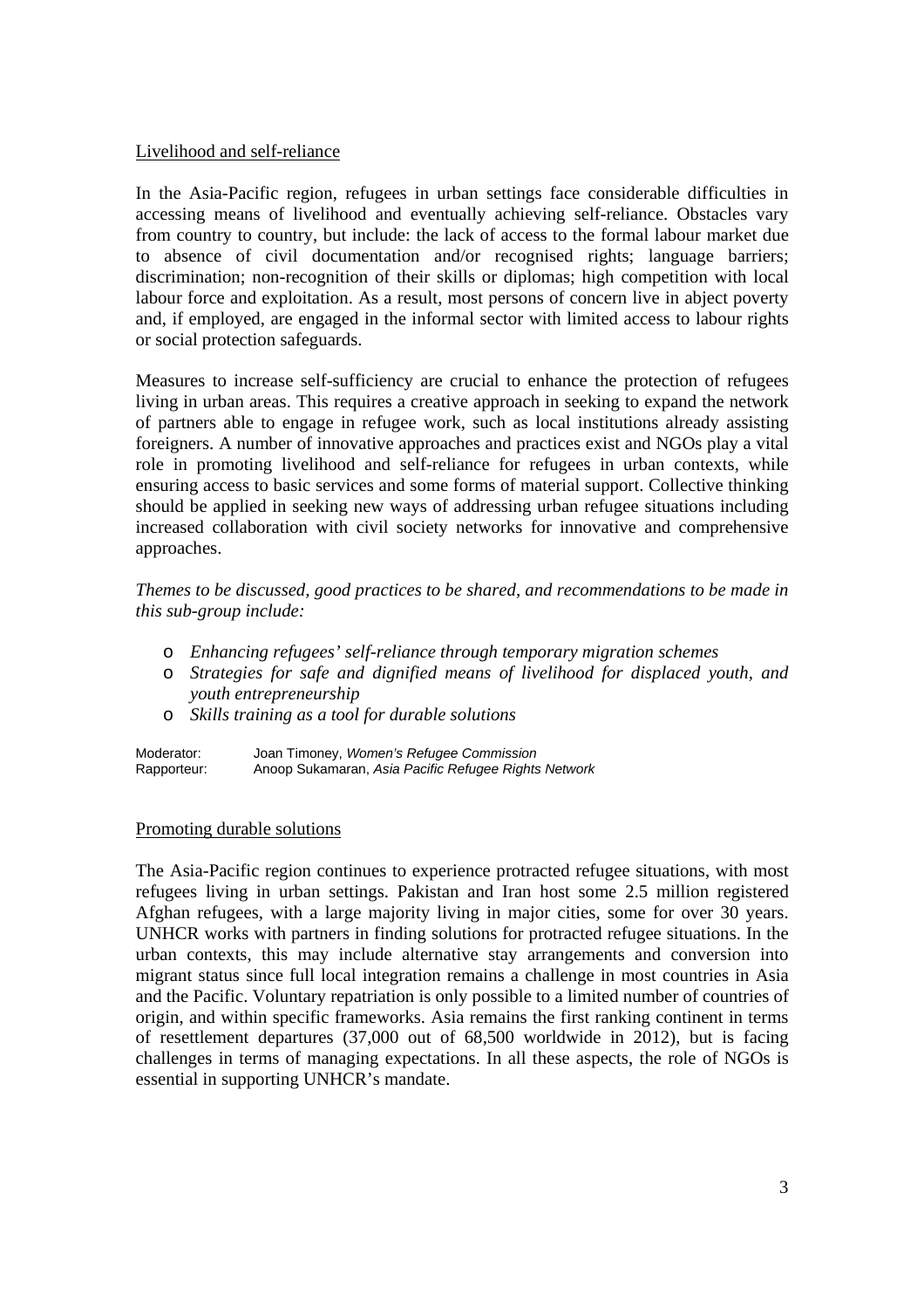Livelihood and self-reliance

In the Asia-Pacific region, refugees in urban settings face considerable difficulties in accessing means of livelihood and eventually achieving self-reliance. Obstacles vary from country to country, but include: the lack of access to the formal labour market due to absence of civil documentation and/or recognised rights; language barriers; discrimination; non-recognition of their skills or diplomas; high competition with local labour force and exploitation. As a result, most persons of concern live in abject poverty and, if employed, are engaged in the informal sector with limited access to labour rights or social protection safeguards.

Measures to increase self-sufficiency are crucial to enhance the protection of refugees living in urban areas. This requires a creative approach in seeking to expand the network of partners able to engage in refugee work, such as local institutions already assisting foreigners. A number of innovative approaches and practices exist and NGOs play a vital role in promoting livelihood and self-reliance for refugees in urban contexts, while ensuring access to basic services and some forms of material support. Collective thinking should be applied in seeking new ways of addressing urban refugee situations including increased collaboration with civil society networks for innovative and comprehensive approaches.

*Themes to be discussed, good practices to be shared, and recommendations to be made in this sub-group include:*

- *Enhancing refugees' self-reliance through temporary migration schemes*
- *Strategies for safe and dignified means of livelihood for displaced youth, and youth entrepreneurship*
- *Skills training as a tool for durable solutions*

Moderator: Joan Timoney, *Women's Refugee Commission*
Rapporteur: Anoop Sukamaran, *Asia Pacific Refugee Rights Network*

Promoting durable solutions

The Asia-Pacific region continues to experience protracted refugee situations, with most refugees living in urban settings. Pakistan and Iran host some 2.5 million registered Afghan refugees, with a large majority living in major cities, some for over 30 years. UNHCR works with partners in finding solutions for protracted refugee situations. In the urban contexts, this may include alternative stay arrangements and conversion into migrant status since full local integration remains a challenge in most countries in Asia and the Pacific. Voluntary repatriation is only possible to a limited number of countries of origin, and within specific frameworks. Asia remains the first ranking continent in terms of resettlement departures (37,000 out of 68,500 worldwide in 2012), but is facing challenges in terms of managing expectations. In all these aspects, the role of NGOs is essential in supporting UNHCR's mandate.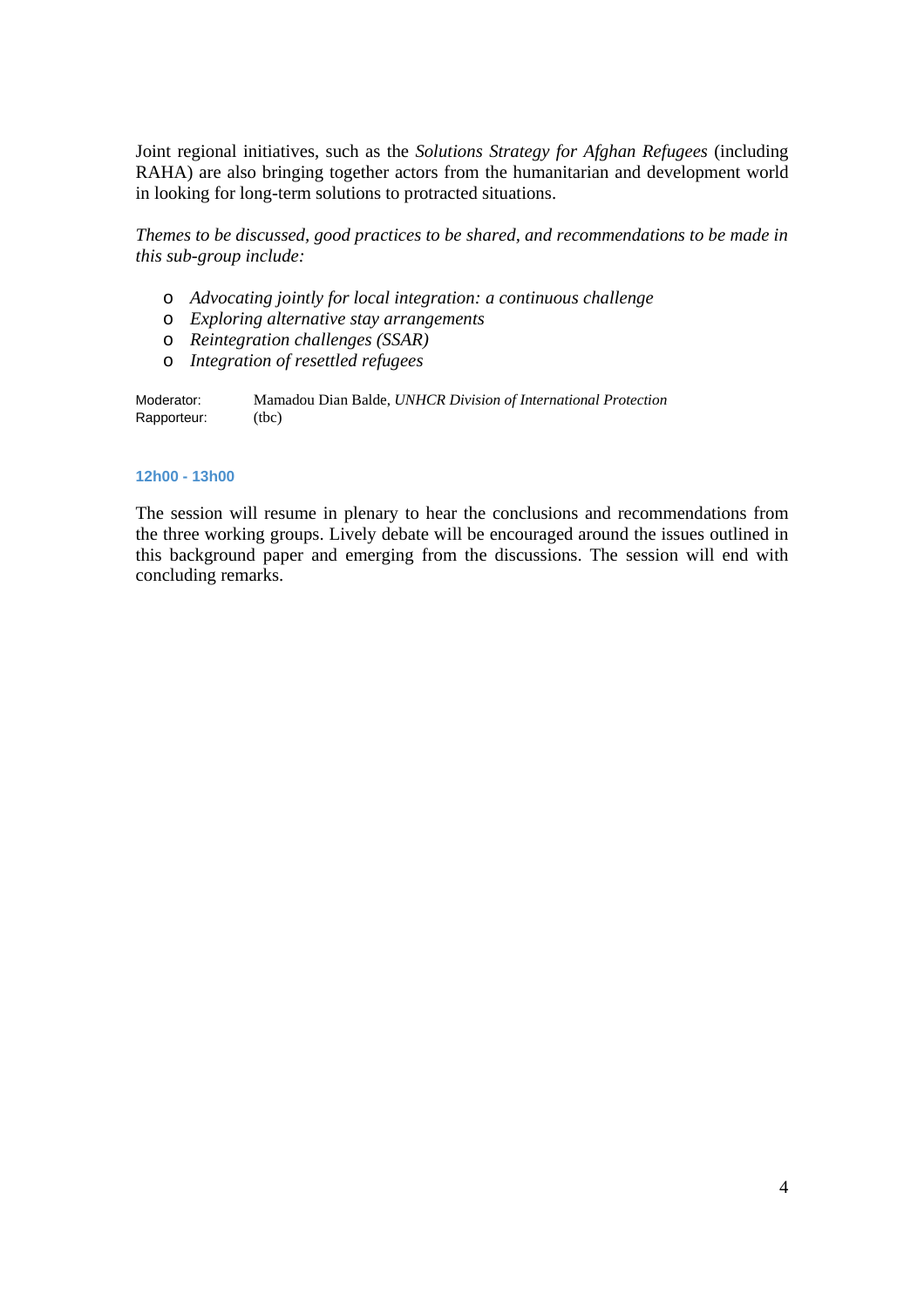Joint regional initiatives, such as the *Solutions Strategy for Afghan Refugees* (including RAHA) are also bringing together actors from the humanitarian and development world in looking for long-term solutions to protracted situations.

*Themes to be discussed, good practices to be shared, and recommendations to be made in this sub-group include:*

- *Advocating jointly for local integration: a continuous challenge*
- *Exploring alternative stay arrangements*
- *Reintegration challenges (SSAR)*
- *Integration of resettled refugees*

Moderator: Mamadou Dian Balde, *UNHCR Division of International Protection*
Rapporteur: (tbc)

**12h00 - 13h00**

The session will resume in plenary to hear the conclusions and recommendations from the three working groups. Lively debate will be encouraged around the issues outlined in this background paper and emerging from the discussions. The session will end with concluding remarks.